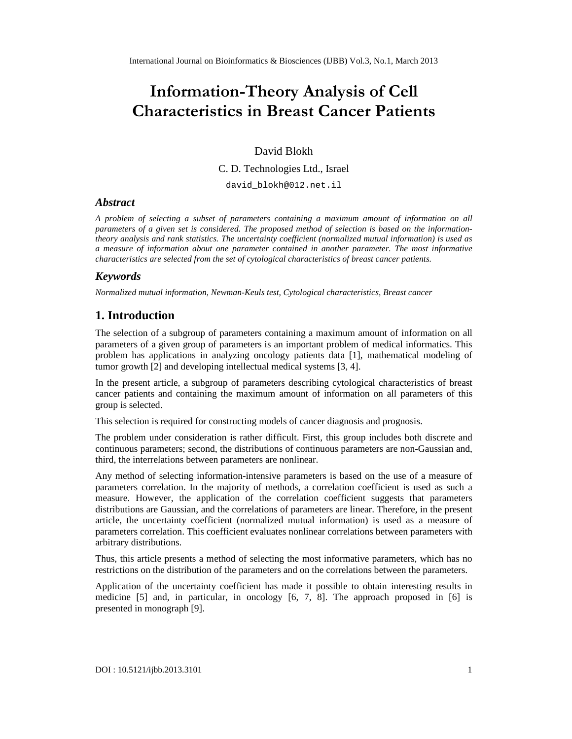# Information-Theory Analysis of Cell Characteristics in Breast Cancer Patients

David Blokh

C. D. Technologies Ltd., Israel

david_blokh@012.net.il

### *Abstract*

*A problem of selecting a subset of parameters containing a maximum amount of information on all parameters of a given set is considered. The proposed method of selection is based on the information-theory analysis and rank statistics. The uncertainty coefficient (normalized mutual information) is used as a measure of information about one parameter contained in another parameter. The most informative characteristics are selected from the set of cytological characteristics of breast cancer patients.*

### *Keywords*

*Normalized mutual information, Newman-Keuls test, Cytological characteristics, Breast cancer*

## 1. Introduction

The selection of a subgroup of parameters containing a maximum amount of information on all parameters of a given group of parameters is an important problem of medical informatics. This problem has applications in analyzing oncology patients data [1], mathematical modeling of tumor growth [2] and developing intellectual medical systems [3, 4].

In the present article, a subgroup of parameters describing cytological characteristics of breast cancer patients and containing the maximum amount of information on all parameters of this group is selected.

This selection is required for constructing models of cancer diagnosis and prognosis.

The problem under consideration is rather difficult. First, this group includes both discrete and continuous parameters; second, the distributions of continuous parameters are non-Gaussian and, third, the interrelations between parameters are nonlinear.

Any method of selecting information-intensive parameters is based on the use of a measure of parameters correlation. In the majority of methods, a correlation coefficient is used as such a measure. However, the application of the correlation coefficient suggests that parameters distributions are Gaussian, and the correlations of parameters are linear. Therefore, in the present article, the uncertainty coefficient (normalized mutual information) is used as a measure of parameters correlation. This coefficient evaluates nonlinear correlations between parameters with arbitrary distributions.

Thus, this article presents a method of selecting the most informative parameters, which has no restrictions on the distribution of the parameters and on the correlations between the parameters.

Application of the uncertainty coefficient has made it possible to obtain interesting results in medicine [5] and, in particular, in oncology [6, 7, 8]. The approach proposed in [6] is presented in monograph [9].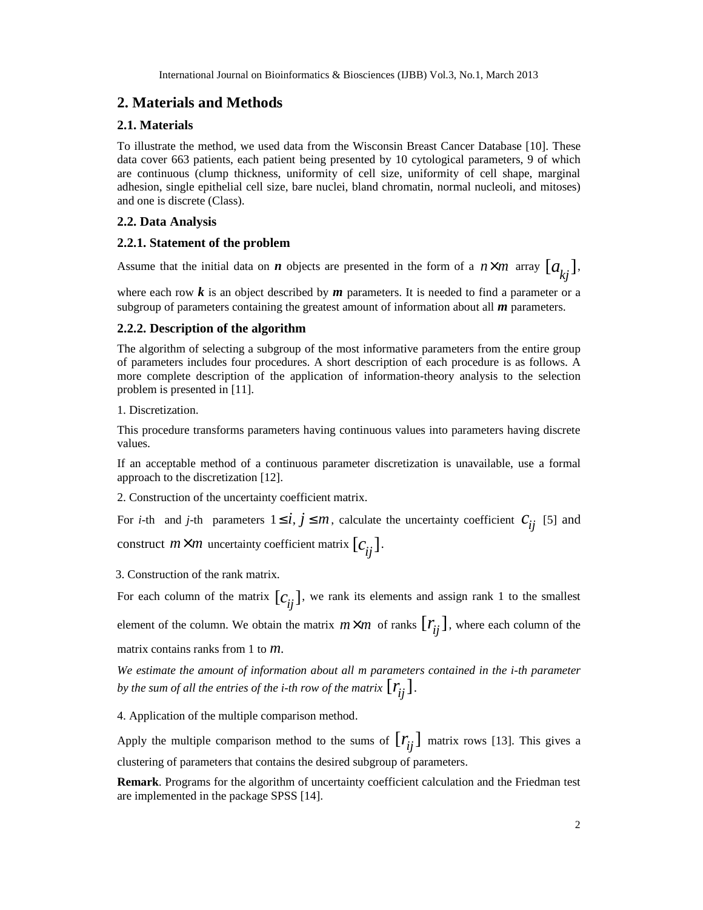## 2. Materials and Methods

### 2.1. Materials

To illustrate the method, we used data from the Wisconsin Breast Cancer Database [10]. These data cover 663 patients, each patient being presented by 10 cytological parameters, 9 of which are continuous (clump thickness, uniformity of cell size, uniformity of cell shape, marginal adhesion, single epithelial cell size, bare nuclei, bland chromatin, normal nucleoli, and mitoses) and one is discrete (Class).

### 2.2. Data Analysis

#### 2.2.1. Statement of the problem

Assume that the initial data on ***n*** objects are presented in the form of a $n \times m$ array $[a_{kj}]$, where each row ***k*** is an object described by ***m*** parameters. It is needed to find a parameter or a subgroup of parameters containing the greatest amount of information about all ***m*** parameters.

#### 2.2.2. Description of the algorithm

The algorithm of selecting a subgroup of the most informative parameters from the entire group of parameters includes four procedures. A short description of each procedure is as follows. A more complete description of the application of information-theory analysis to the selection problem is presented in [11].

1. Discretization.

This procedure transforms parameters having continuous values into parameters having discrete values.

If an acceptable method of a continuous parameter discretization is unavailable, use a formal approach to the discretization [12].

2. Construction of the uncertainty coefficient matrix.

For *i*-th and *j*-th parameters $1 \le i, j \le m$, calculate the uncertainty coefficient $c_{ij}$ [5] and construct $m \times m$ uncertainty coefficient matrix $[c_{ij}]$.

3. Construction of the rank matrix.

For each column of the matrix $[c_{ij}]$, we rank its elements and assign rank 1 to the smallest element of the column. We obtain the matrix $m \times m$ of ranks $[r_{ij}]$, where each column of the matrix contains ranks from 1 to $m$.

*We estimate the amount of information about all m parameters contained in the i-th parameter by the sum of all the entries of the i-th row of the matrix* $[r_{ij}]$.

4. Application of the multiple comparison method.

Apply the multiple comparison method to the sums of $[r_{ij}]$ matrix rows [13]. This gives a clustering of parameters that contains the desired subgroup of parameters.

**Remark**. Programs for the algorithm of uncertainty coefficient calculation and the Friedman test are implemented in the package SPSS [14].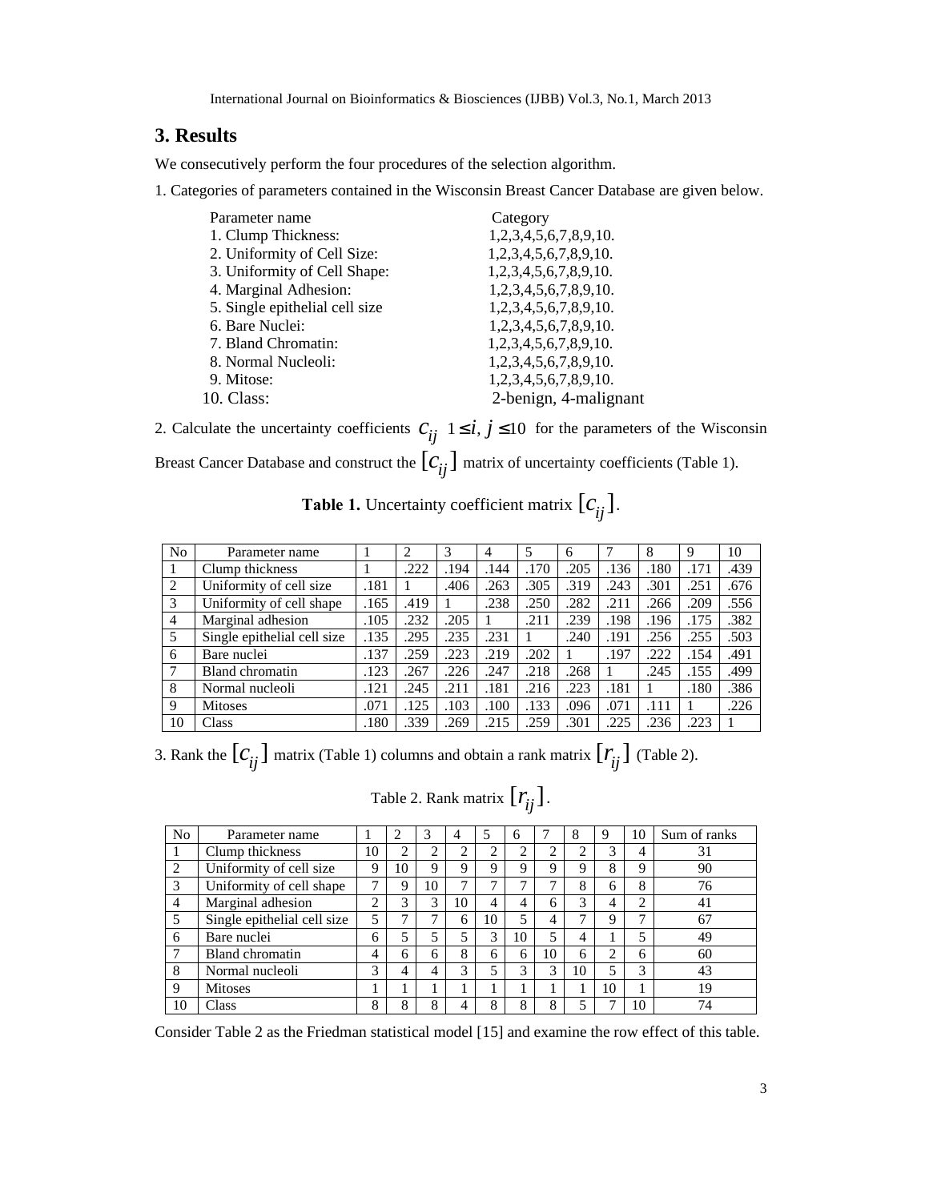## 3. Results

We consecutively perform the four procedures of the selection algorithm.

1. Categories of parameters contained in the Wisconsin Breast Cancer Database are given below.

| Parameter name | Category |
|---|---|
| 1. Clump Thickness: | 1,2,3,4,5,6,7,8,9,10. |
| 2. Uniformity of Cell Size: | 1,2,3,4,5,6,7,8,9,10. |
| 3. Uniformity of Cell Shape: | 1,2,3,4,5,6,7,8,9,10. |
| 4. Marginal Adhesion: | 1,2,3,4,5,6,7,8,9,10. |
| 5. Single epithelial cell size | 1,2,3,4,5,6,7,8,9,10. |
| 6. Bare Nuclei: | 1,2,3,4,5,6,7,8,9,10. |
| 7. Bland Chromatin: | 1,2,3,4,5,6,7,8,9,10. |
| 8. Normal Nucleoli: | 1,2,3,4,5,6,7,8,9,10. |
| 9. Mitose: | 1,2,3,4,5,6,7,8,9,10. |
| 10. Class: | 2-benign, 4-malignant |

2. Calculate the uncertainty coefficients $c_{ij}$ $1 \le i, j \le 10$ for the parameters of the Wisconsin Breast Cancer Database and construct the $[c_{ij}]$ matrix of uncertainty coefficients (Table 1).

**Table 1.** Uncertainty coefficient matrix $[c_{ij}]$.

| No | Parameter name | 1 | 2 | 3 | 4 | 5 | 6 | 7 | 8 | 9 | 10 |
|---|---|---|---|---|---|---|---|---|---|---|---|
| 1 | Clump thickness | 1 | .222 | .194 | .144 | .170 | .205 | .136 | .180 | .171 | .439 |
| 2 | Uniformity of cell size | .181 | 1 | .406 | .263 | .305 | .319 | .243 | .301 | .251 | .676 |
| 3 | Uniformity of cell shape | .165 | .419 | 1 | .238 | .250 | .282 | .211 | .266 | .209 | .556 |
| 4 | Marginal adhesion | .105 | .232 | .205 | 1 | .211 | .239 | .198 | .196 | .175 | .382 |
| 5 | Single epithelial cell size | .135 | .295 | .235 | .231 | 1 | .240 | .191 | .256 | .255 | .503 |
| 6 | Bare nuclei | .137 | .259 | .223 | .219 | .202 | 1 | .197 | .222 | .154 | .491 |
| 7 | Bland chromatin | .123 | .267 | .226 | .247 | .218 | .268 | 1 | .245 | .155 | .499 |
| 8 | Normal nucleoli | .121 | .245 | .211 | .181 | .216 | .223 | .181 | 1 | .180 | .386 |
| 9 | Mitoses | .071 | .125 | .103 | .100 | .133 | .096 | .071 | .111 | 1 | .226 |
| 10 | Class | .180 | .339 | .269 | .215 | .259 | .301 | .225 | .236 | .223 | 1 |

3. Rank the $[c_{ij}]$ matrix (Table 1) columns and obtain a rank matrix $[r_{ij}]$ (Table 2).

Table 2. Rank matrix $[r_{ij}]$.

| No | Parameter name | 1 | 2 | 3 | 4 | 5 | 6 | 7 | 8 | 9 | 10 | Sum of ranks |
|---|---|---|---|---|---|---|---|---|---|---|---|---|
| 1 | Clump thickness | 10 | 2 | 2 | 2 | 2 | 2 | 2 | 2 | 3 | 4 | 31 |
| 2 | Uniformity of cell size | 9 | 10 | 9 | 9 | 9 | 9 | 9 | 9 | 8 | 9 | 90 |
| 3 | Uniformity of cell shape | 7 | 9 | 10 | 7 | 7 | 7 | 7 | 8 | 6 | 8 | 76 |
| 4 | Marginal adhesion | 2 | 3 | 3 | 10 | 4 | 4 | 6 | 3 | 4 | 2 | 41 |
| 5 | Single epithelial cell size | 5 | 7 | 7 | 6 | 10 | 5 | 4 | 7 | 9 | 7 | 67 |
| 6 | Bare nuclei | 6 | 5 | 5 | 5 | 3 | 10 | 5 | 4 | 1 | 5 | 49 |
| 7 | Bland chromatin | 4 | 6 | 6 | 8 | 6 | 6 | 10 | 6 | 2 | 6 | 60 |
| 8 | Normal nucleoli | 3 | 4 | 4 | 3 | 5 | 3 | 3 | 10 | 5 | 3 | 43 |
| 9 | Mitoses | 1 | 1 | 1 | 1 | 1 | 1 | 1 | 1 | 10 | 1 | 19 |
| 10 | Class | 8 | 8 | 8 | 4 | 8 | 8 | 8 | 5 | 7 | 10 | 74 |

Consider Table 2 as the Friedman statistical model [15] and examine the row effect of this table.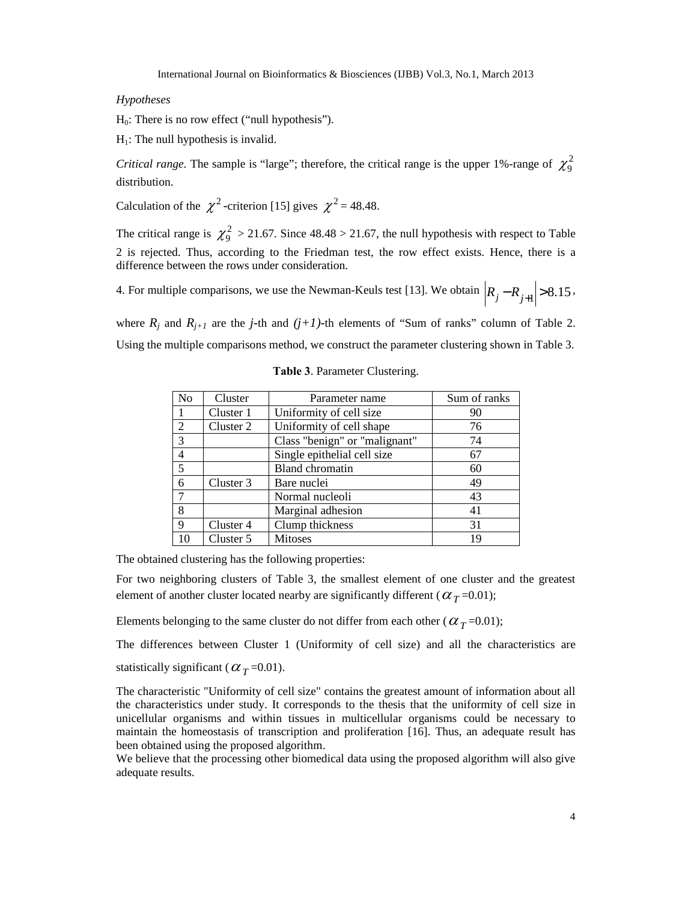*Hypotheses*

$H_0$: There is no row effect ("null hypothesis").

$H_1$: The null hypothesis is invalid.

*Critical range.* The sample is "large"; therefore, the critical range is the upper 1%-range of $\chi_9^2$ distribution.

Calculation of the $\chi^2$-criterion [15] gives $\chi^2 = 48.48$.

The critical range is $\chi_9^2 > 21.67$. Since 48.48 > 21.67, the null hypothesis with respect to Table 2 is rejected. Thus, according to the Friedman test, the row effect exists. Hence, there is a difference between the rows under consideration.

4. For multiple comparisons, we use the Newman-Keuls test [13]. We obtain $\left|R_j - R_{j+1}\right| > 8.15$,

where $R_j$ and $R_{j+1}$ are the *j*-th and *(j+1)*-th elements of "Sum of ranks" column of Table 2. Using the multiple comparisons method, we construct the parameter clustering shown in Table 3.

**Table 3**. Parameter Clustering.

| No | Cluster | Parameter name | Sum of ranks |
|---|---|---|---|
| 1 | Cluster 1 | Uniformity of cell size | 90 |
| 2 | Cluster 2 | Uniformity of cell shape | 76 |
| 3 | | Class "benign" or "malignant" | 74 |
| 4 | | Single epithelial cell size | 67 |
| 5 | | Bland chromatin | 60 |
| 6 | Cluster 3 | Bare nuclei | 49 |
| 7 | | Normal nucleoli | 43 |
| 8 | | Marginal adhesion | 41 |
| 9 | Cluster 4 | Clump thickness | 31 |
| 10 | Cluster 5 | Mitoses | 19 |

The obtained clustering has the following properties:

For two neighboring clusters of Table 3, the smallest element of one cluster and the greatest element of another cluster located nearby are significantly different ($\alpha_T = 0.01$);

Elements belonging to the same cluster do not differ from each other ($\alpha_T = 0.01$);

The differences between Cluster 1 (Uniformity of cell size) and all the characteristics are statistically significant ($\alpha_T = 0.01$).

The characteristic "Uniformity of cell size" contains the greatest amount of information about all the characteristics under study. It corresponds to the thesis that the uniformity of cell size in unicellular organisms and within tissues in multicellular organisms could be necessary to maintain the homeostasis of transcription and proliferation [16]. Thus, an adequate result has been obtained using the proposed algorithm.

We believe that the processing other biomedical data using the proposed algorithm will also give adequate results.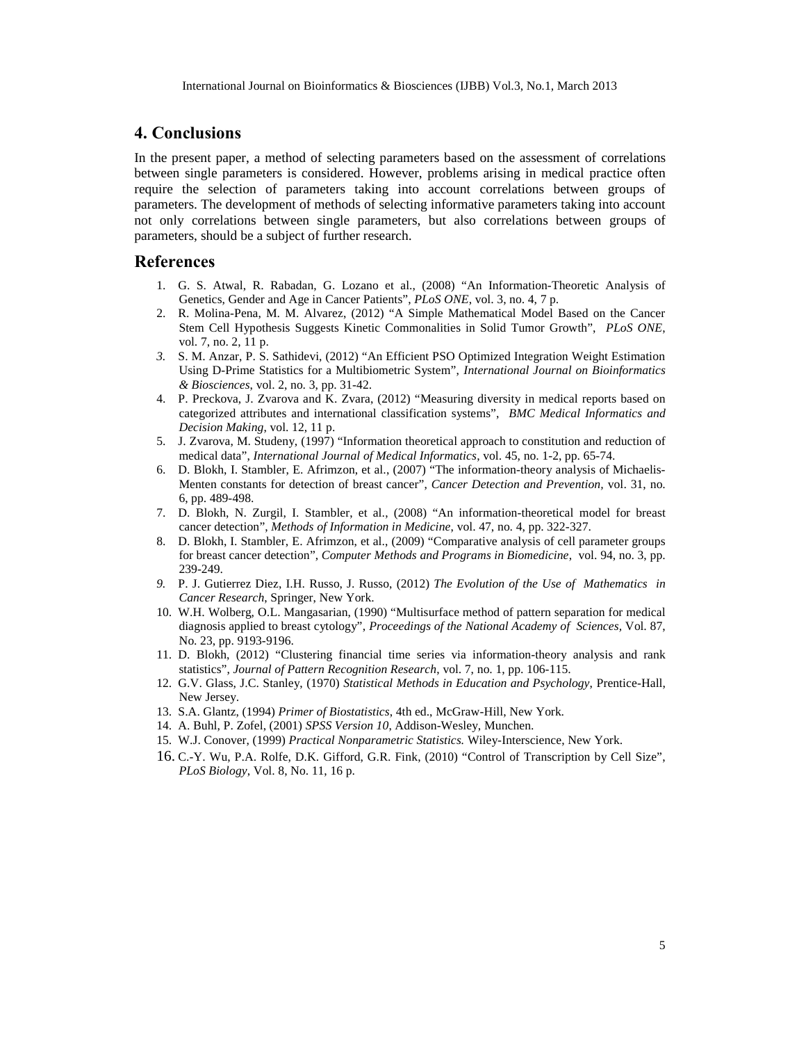## 4. Conclusions

In the present paper, a method of selecting parameters based on the assessment of correlations between single parameters is considered. However, problems arising in medical practice often require the selection of parameters taking into account correlations between groups of parameters. The development of methods of selecting informative parameters taking into account not only correlations between single parameters, but also correlations between groups of parameters, should be a subject of further research.

## References

1. G. S. Atwal, R. Rabadan, G. Lozano et al., (2008) "An Information-Theoretic Analysis of Genetics, Gender and Age in Cancer Patients", *PLoS ONE*, vol. 3, no. 4, 7 p.
2. R. Molina-Pena, M. M. Alvarez, (2012) "A Simple Mathematical Model Based on the Cancer Stem Cell Hypothesis Suggests Kinetic Commonalities in Solid Tumor Growth", *PLoS ONE*, vol. 7, no. 2, 11 p.
3. S. M. Anzar, P. S. Sathidevi, (2012) "An Efficient PSO Optimized Integration Weight Estimation Using D-Prime Statistics for a Multibiometric System", *International Journal on Bioinformatics & Biosciences*, vol. 2, no. 3, pp. 31-42.
4. P. Preckova, J. Zvarova and K. Zvara, (2012) "Measuring diversity in medical reports based on categorized attributes and international classification systems", *BMC Medical Informatics and Decision Making*, vol. 12, 11 p.
5. J. Zvarova, M. Studeny, (1997) "Information theoretical approach to constitution and reduction of medical data", *International Journal of Medical Informatics*, vol. 45, no. 1-2, pp. 65-74.
6. D. Blokh, I. Stambler, E. Afrimzon, et al., (2007) "The information-theory analysis of Michaelis-Menten constants for detection of breast cancer", *Cancer Detection and Prevention*, vol. 31, no. 6, pp. 489-498.
7. D. Blokh, N. Zurgil, I. Stambler, et al., (2008) "An information-theoretical model for breast cancer detection", *Methods of Information in Medicine*, vol. 47, no. 4, pp. 322-327.
8. D. Blokh, I. Stambler, E. Afrimzon, et al., (2009) "Comparative analysis of cell parameter groups for breast cancer detection", *Computer Methods and Programs in Biomedicine*, vol. 94, no. 3, pp. 239-249.
9. P. J. Gutierrez Diez, I.H. Russo, J. Russo, (2012) *The Evolution of the Use of Mathematics in Cancer Research*, Springer, New York.
10. W.H. Wolberg, O.L. Mangasarian, (1990) "Multisurface method of pattern separation for medical diagnosis applied to breast cytology", *Proceedings of the National Academy of Sciences*, Vol. 87, No. 23, pp. 9193-9196.
11. D. Blokh, (2012) "Clustering financial time series via information-theory analysis and rank statistics", *Journal of Pattern Recognition Research*, vol. 7, no. 1, pp. 106-115.
12. G.V. Glass, J.C. Stanley, (1970) *Statistical Methods in Education and Psychology*, Prentice-Hall, New Jersey.
13. S.A. Glantz, (1994) *Primer of Biostatistics*, 4th ed., McGraw-Hill, New York.
14. A. Buhl, P. Zofel, (2001) *SPSS Version 10*, Addison-Wesley, Munchen.
15. W.J. Conover, (1999) *Practical Nonparametric Statistics.* Wiley-Interscience, New York.
16. C.-Y. Wu, P.A. Rolfe, D.K. Gifford, G.R. Fink, (2010) "Control of Transcription by Cell Size", *PLoS Biology*, Vol. 8, No. 11, 16 p.